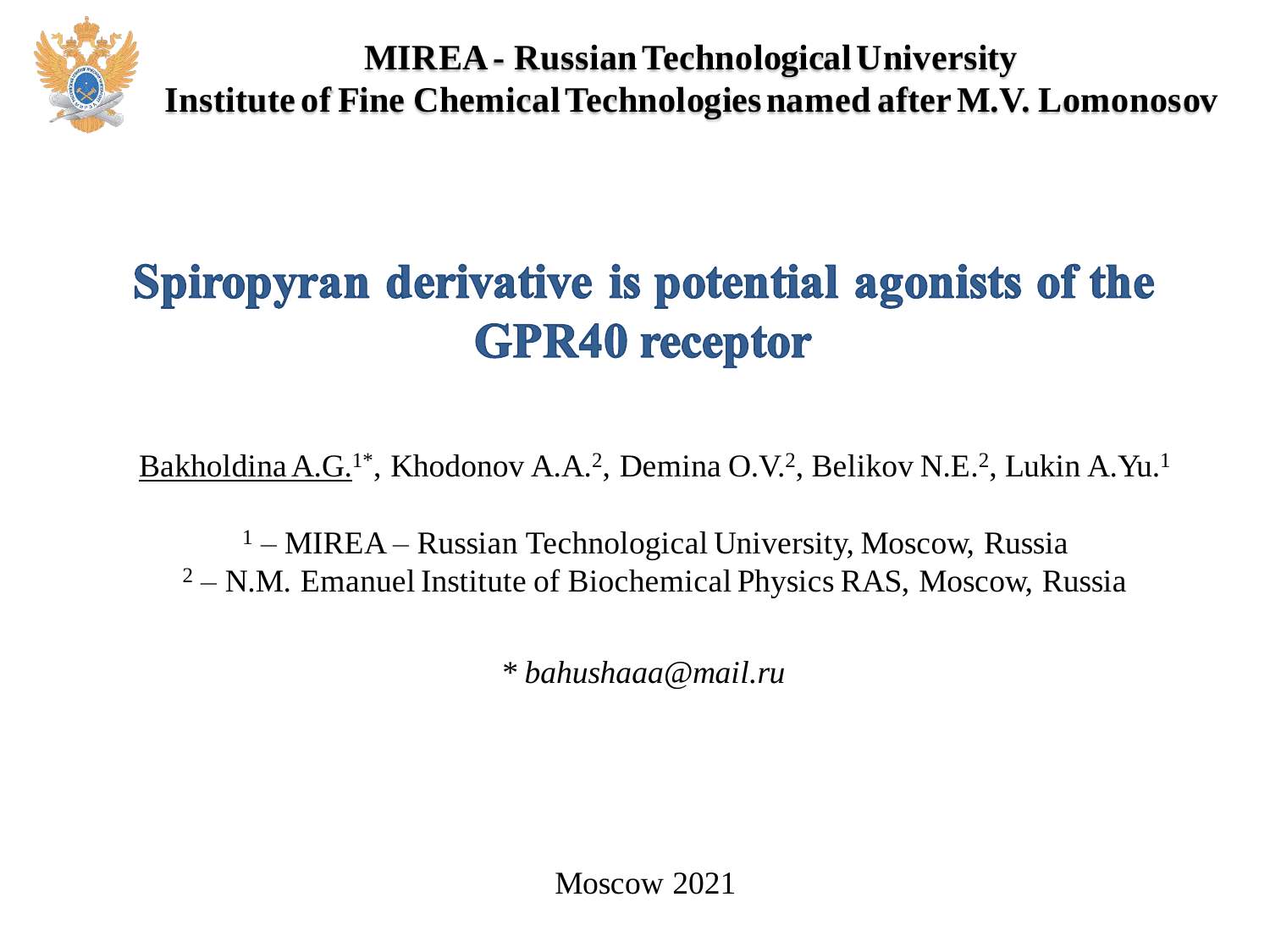**MIREA - Russian Technological University**
**Institute of Fine Chemical Technologies named after M.V. Lomonosov**

# Spiropyran derivative is potential agonists of the GPR40 receptor

Bakholdina A.G.[1*], Khodonov A.A.[2], Demina O.V.[2], Belikov N.E.[2], Lukin A.Yu.[1]

[1] – MIREA – Russian Technological University, Moscow, Russia
[2] – N.M. Emanuel Institute of Biochemical Physics RAS, Moscow, Russia

* *bahushaaa@mail.ru*

Moscow 2021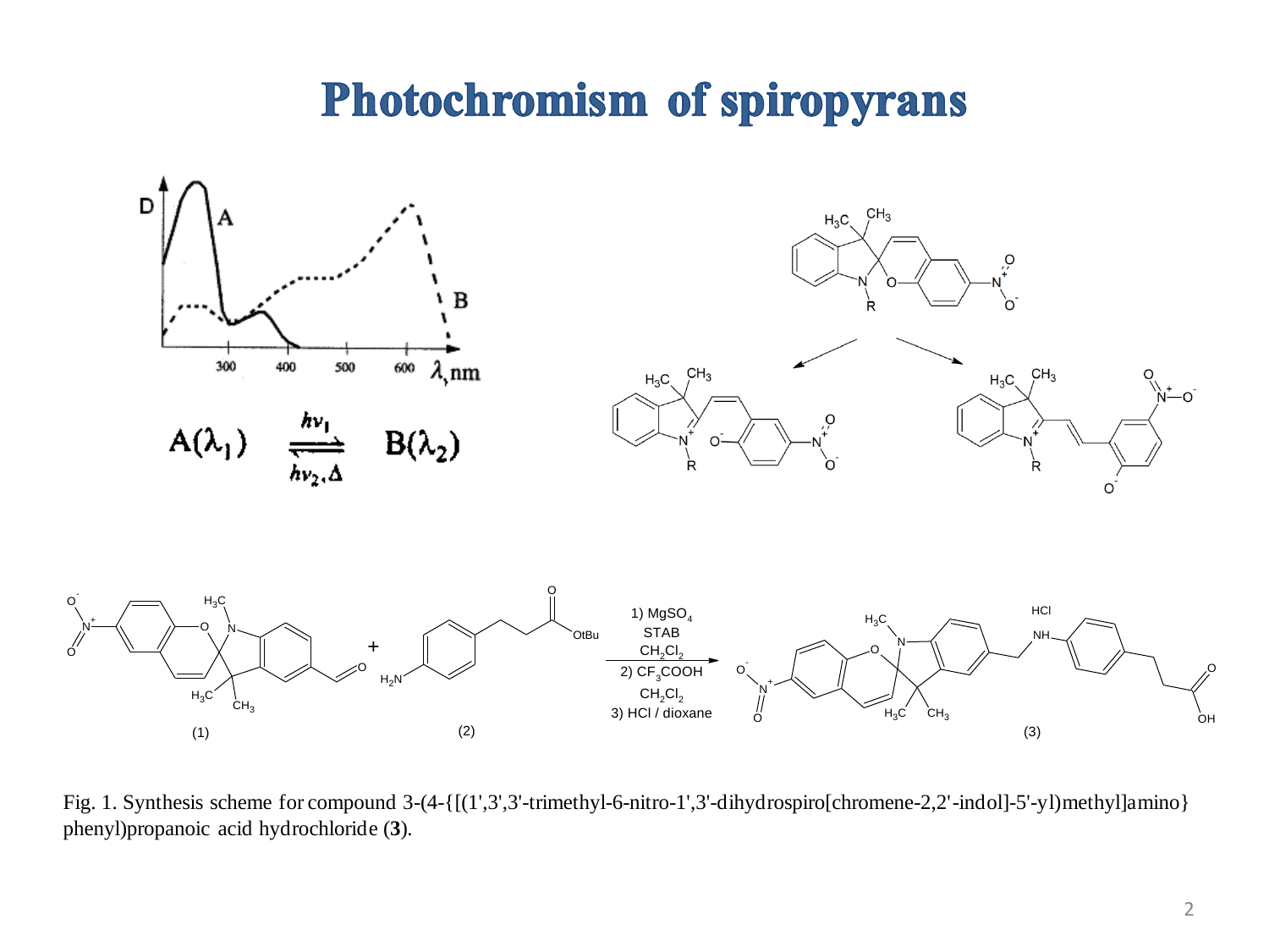# Photochromism of spiropyrans

$$A(\lambda_1) \underset{h\nu_2,\Delta}{\overset{h\nu_1}{\rightleftharpoons}} B(\lambda_2)$$

Fig. 1. Synthesis scheme for compound 3-(4-{[(1',3',3'-trimethyl-6-nitro-1',3'-dihydrospiro[chromene-2,2'-indol]-5'-yl)methyl]amino}phenyl)propanoic acid hydrochloride (**3**).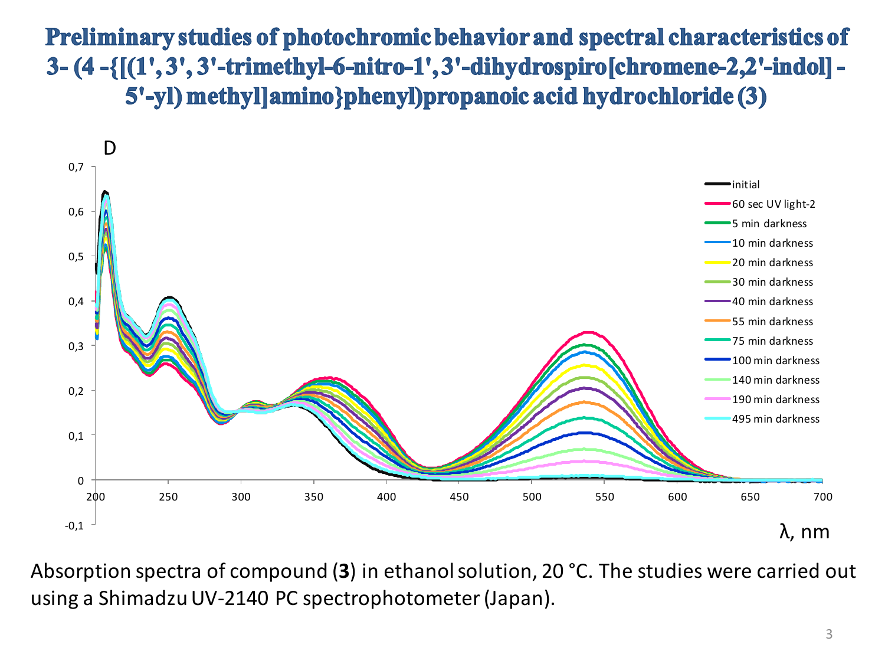# Preliminary studies of photochromic behavior and spectral characteristics of 3- (4 -{[(1', 3', 3'-trimethyl-6-nitro-1', 3'-dihydrospiro[chromene-2,2'-indol] -5'-yl) methyl]amino}phenyl)propanoic acid hydrochloride (3)

Absorption spectra of compound (**3**) in ethanol solution, 20 °C. The studies were carried out using a Shimadzu UV-2140 PC spectrophotometer (Japan).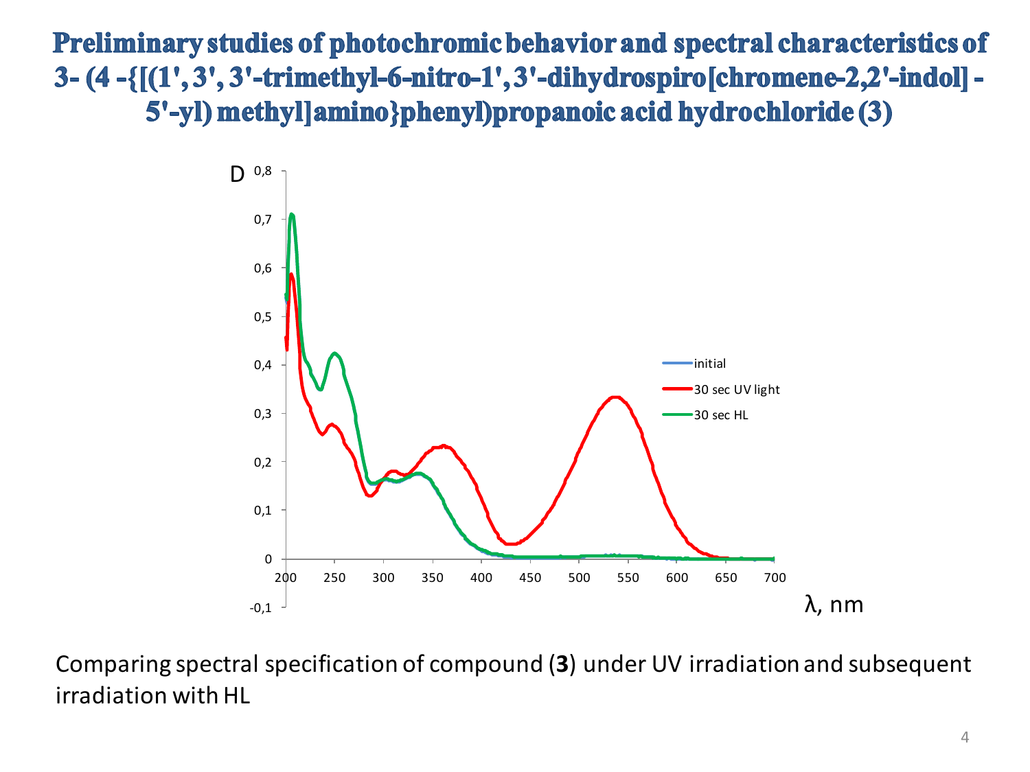# Preliminary studies of photochromic behavior and spectral characteristics of 3- (4 -{[(1', 3', 3'-trimethyl-6-nitro-1', 3'-dihydrospiro[chromene-2,2'-indol] - 5'-yl) methyl]amino}phenyl)propanoic acid hydrochloride (3)

Comparing spectral specification of compound (**3**) under UV irradiation and subsequent irradiation with HL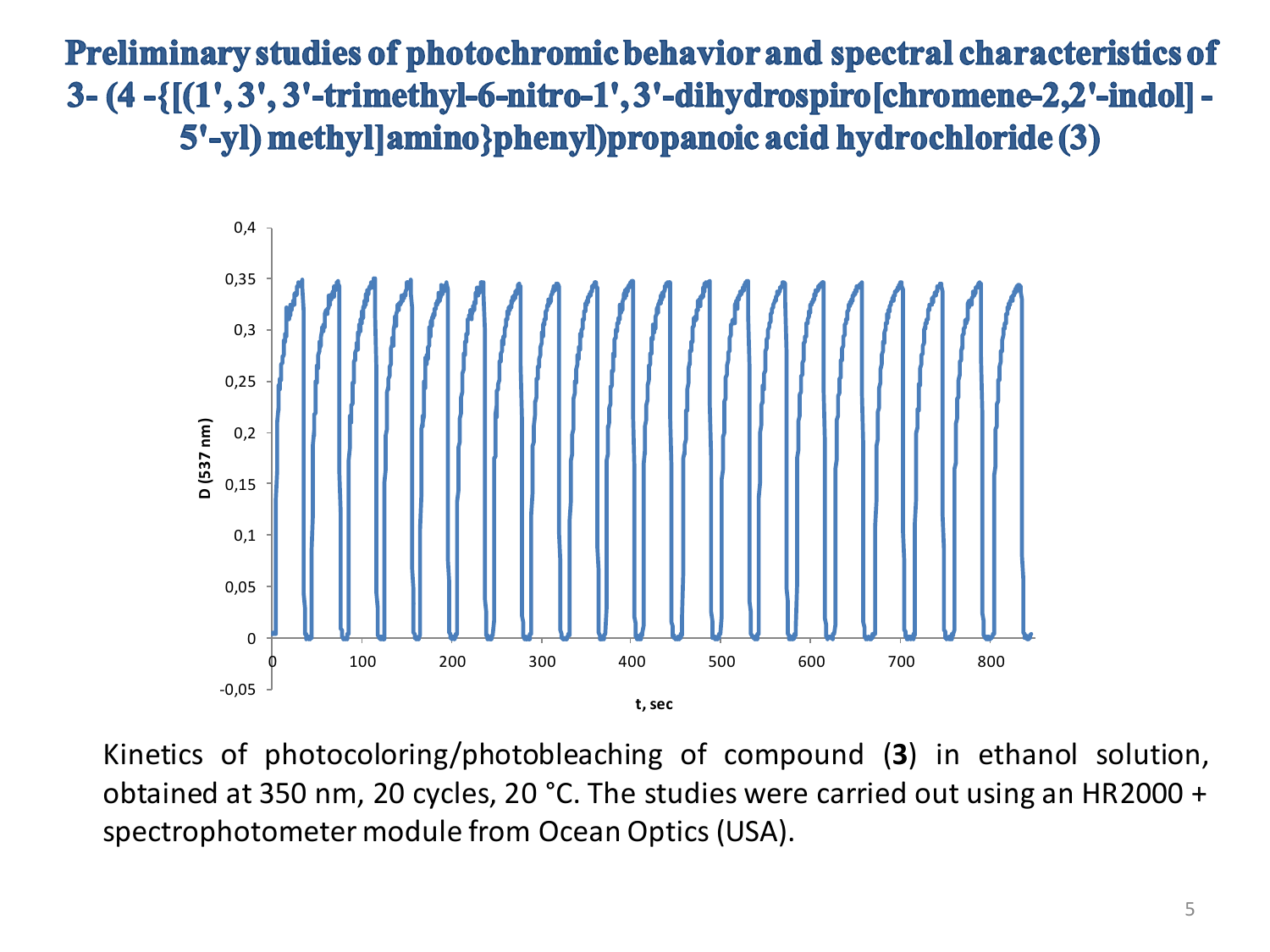# Preliminary studies of photochromic behavior and spectral characteristics of 3- (4 -{[(1',3',3'-trimethyl-6-nitro-1',3'-dihydrospiro[chromene-2,2'-indol] - 5'-yl) methyl]amino}phenyl)propanoic acid hydrochloride (3)

Kinetics of photocoloring/photobleaching of compound (**3**) in ethanol solution, obtained at 350 nm, 20 cycles, 20 °C. The studies were carried out using an HR2000 + spectrophotometer module from Ocean Optics (USA).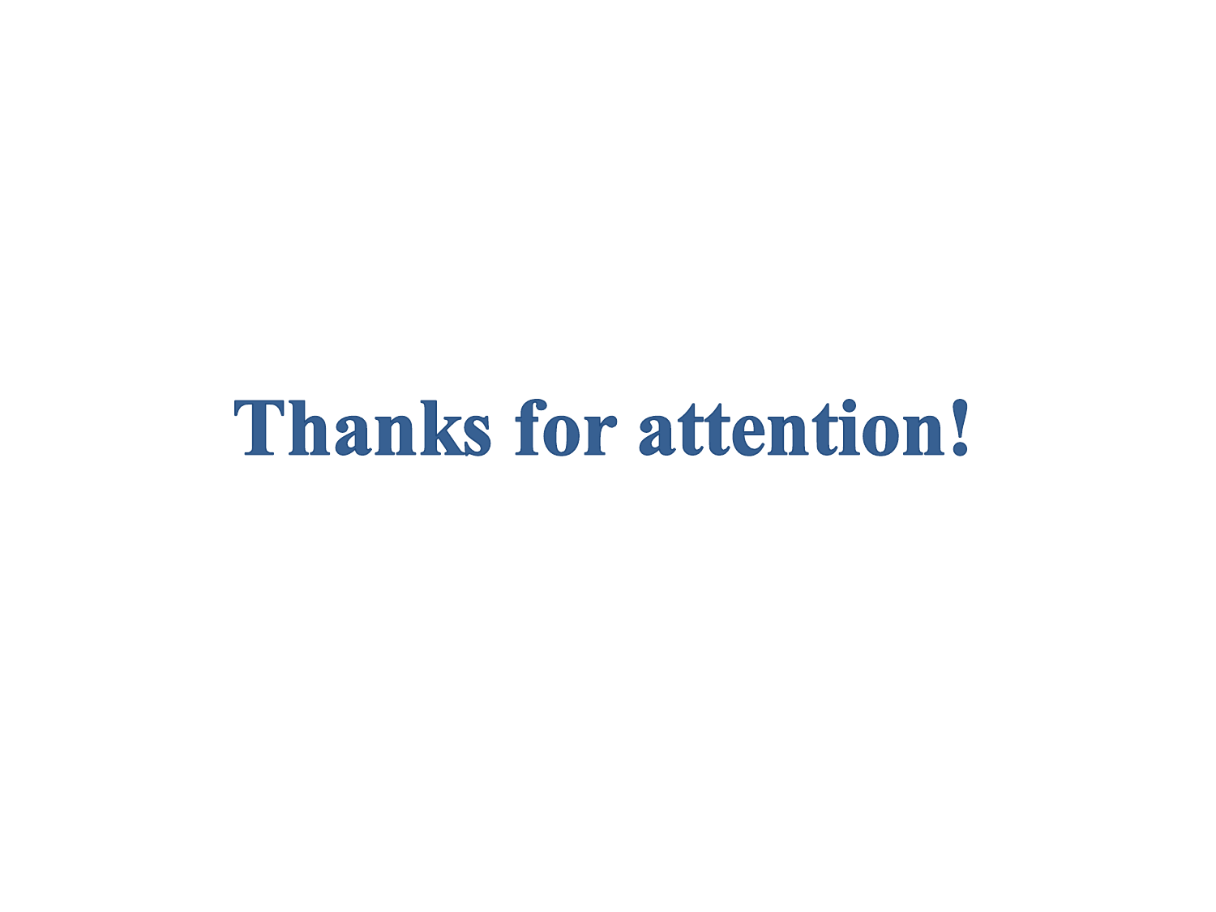# Thanks for attention!